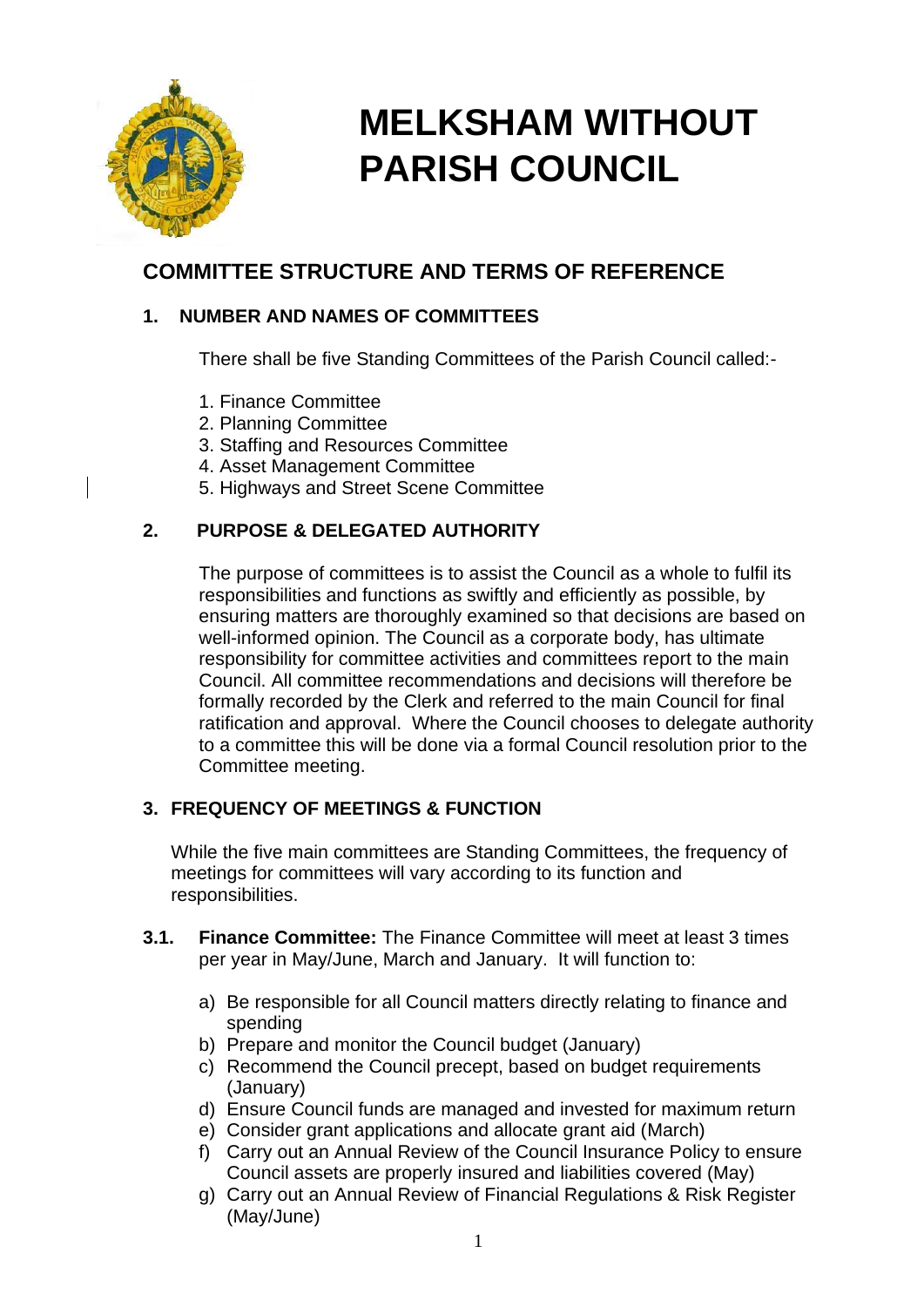# MELKSHAM WITHOUT PARISH COUNCIL

## COMMITTEE STRUCTURE AND TERMS OF REFERENCE

### 1. NUMBER AND NAMES OF COMMITTEES

There shall be five Standing Committees of the Parish Council called:-

1. Finance Committee
2. Planning Committee
3. Staffing and Resources Committee
4. Asset Management Committee
5. Highways and Street Scene Committee

### 2. PURPOSE & DELEGATED AUTHORITY

The purpose of committees is to assist the Council as a whole to fulfil its responsibilities and functions as swiftly and efficiently as possible, by ensuring matters are thoroughly examined so that decisions are based on well-informed opinion. The Council as a corporate body, has ultimate responsibility for committee activities and committees report to the main Council. All committee recommendations and decisions will therefore be formally recorded by the Clerk and referred to the main Council for final ratification and approval. Where the Council chooses to delegate authority to a committee this will be done via a formal Council resolution prior to the Committee meeting.

### 3. FREQUENCY OF MEETINGS & FUNCTION

While the five main committees are Standing Committees, the frequency of meetings for committees will vary according to its function and responsibilities.

**3.1. Finance Committee:** The Finance Committee will meet at least 3 times per year in May/June, March and January. It will function to:

a) Be responsible for all Council matters directly relating to finance and spending
b) Prepare and monitor the Council budget (January)
c) Recommend the Council precept, based on budget requirements (January)
d) Ensure Council funds are managed and invested for maximum return
e) Consider grant applications and allocate grant aid (March)
f) Carry out an Annual Review of the Council Insurance Policy to ensure Council assets are properly insured and liabilities covered (May)
g) Carry out an Annual Review of Financial Regulations & Risk Register (May/June)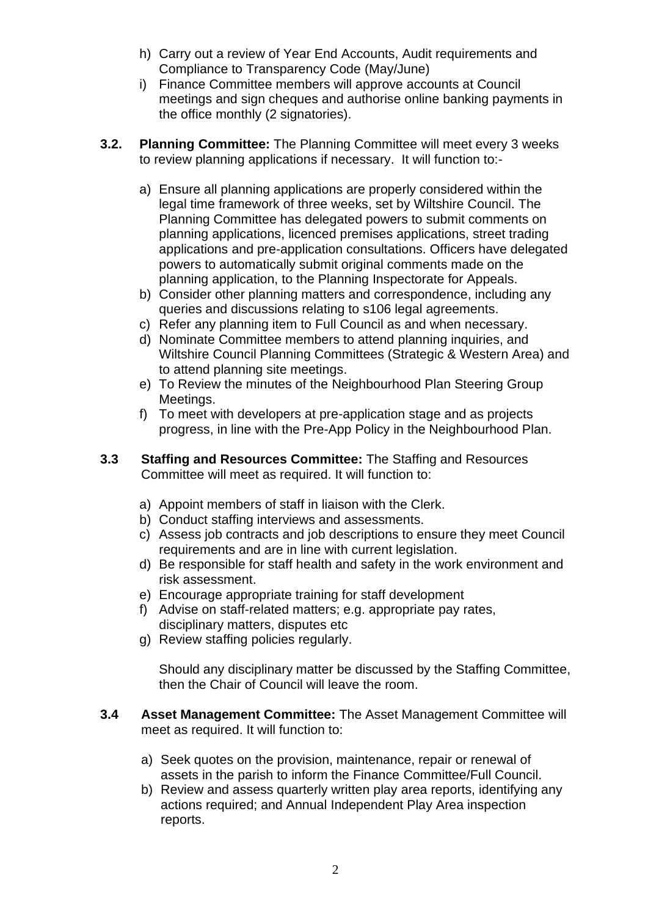h) Carry out a review of Year End Accounts, Audit requirements and Compliance to Transparency Code (May/June)
i) Finance Committee members will approve accounts at Council meetings and sign cheques and authorise online banking payments in the office monthly (2 signatories).

**3.2. Planning Committee:** The Planning Committee will meet every 3 weeks to review planning applications if necessary. It will function to:-

a) Ensure all planning applications are properly considered within the legal time framework of three weeks, set by Wiltshire Council. The Planning Committee has delegated powers to submit comments on planning applications, licenced premises applications, street trading applications and pre-application consultations. Officers have delegated powers to automatically submit original comments made on the planning application, to the Planning Inspectorate for Appeals.
b) Consider other planning matters and correspondence, including any queries and discussions relating to s106 legal agreements.
c) Refer any planning item to Full Council as and when necessary.
d) Nominate Committee members to attend planning inquiries, and Wiltshire Council Planning Committees (Strategic & Western Area) and to attend planning site meetings.
e) To Review the minutes of the Neighbourhood Plan Steering Group Meetings.
f) To meet with developers at pre-application stage and as projects progress, in line with the Pre-App Policy in the Neighbourhood Plan.

**3.3 Staffing and Resources Committee:** The Staffing and Resources Committee will meet as required. It will function to:

a) Appoint members of staff in liaison with the Clerk.
b) Conduct staffing interviews and assessments.
c) Assess job contracts and job descriptions to ensure they meet Council requirements and are in line with current legislation.
d) Be responsible for staff health and safety in the work environment and risk assessment.
e) Encourage appropriate training for staff development
f) Advise on staff-related matters; e.g. appropriate pay rates, disciplinary matters, disputes etc
g) Review staffing policies regularly.

Should any disciplinary matter be discussed by the Staffing Committee, then the Chair of Council will leave the room.

**3.4 Asset Management Committee:** The Asset Management Committee will meet as required. It will function to:

a) Seek quotes on the provision, maintenance, repair or renewal of assets in the parish to inform the Finance Committee/Full Council.
b) Review and assess quarterly written play area reports, identifying any actions required; and Annual Independent Play Area inspection reports.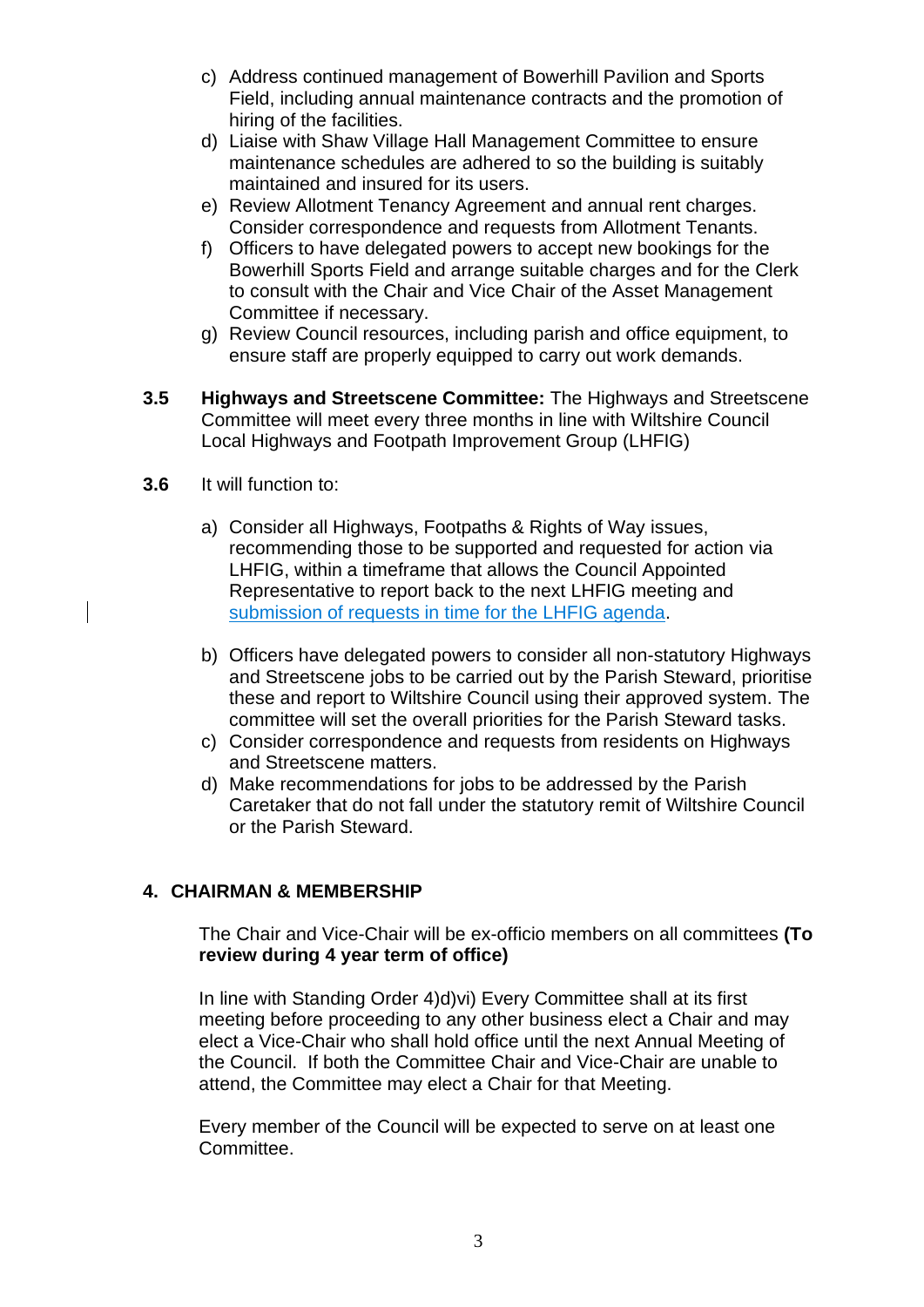c) Address continued management of Bowerhill Pavilion and Sports Field, including annual maintenance contracts and the promotion of hiring of the facilities.
d) Liaise with Shaw Village Hall Management Committee to ensure maintenance schedules are adhered to so the building is suitably maintained and insured for its users.
e) Review Allotment Tenancy Agreement and annual rent charges. Consider correspondence and requests from Allotment Tenants.
f) Officers to have delegated powers to accept new bookings for the Bowerhill Sports Field and arrange suitable charges and for the Clerk to consult with the Chair and Vice Chair of the Asset Management Committee if necessary.
g) Review Council resources, including parish and office equipment, to ensure staff are properly equipped to carry out work demands.

**3.5** **Highways and Streetscene Committee:** The Highways and Streetscene Committee will meet every three months in line with Wiltshire Council Local Highways and Footpath Improvement Group (LHFIG)

**3.6** It will function to:

a) Consider all Highways, Footpaths & Rights of Way issues, recommending those to be supported and requested for action via LHFIG, within a timeframe that allows the Council Appointed Representative to report back to the next LHFIG meeting and submission of requests in time for the LHFIG agenda.

b) Officers have delegated powers to consider all non-statutory Highways and Streetscene jobs to be carried out by the Parish Steward, prioritise these and report to Wiltshire Council using their approved system. The committee will set the overall priorities for the Parish Steward tasks.
c) Consider correspondence and requests from residents on Highways and Streetscene matters.
d) Make recommendations for jobs to be addressed by the Parish Caretaker that do not fall under the statutory remit of Wiltshire Council or the Parish Steward.

## 4. CHAIRMAN & MEMBERSHIP

The Chair and Vice-Chair will be ex-officio members on all committees **(To review during 4 year term of office)**

In line with Standing Order 4)d)vi) Every Committee shall at its first meeting before proceeding to any other business elect a Chair and may elect a Vice-Chair who shall hold office until the next Annual Meeting of the Council. If both the Committee Chair and Vice-Chair are unable to attend, the Committee may elect a Chair for that Meeting.

Every member of the Council will be expected to serve on at least one Committee.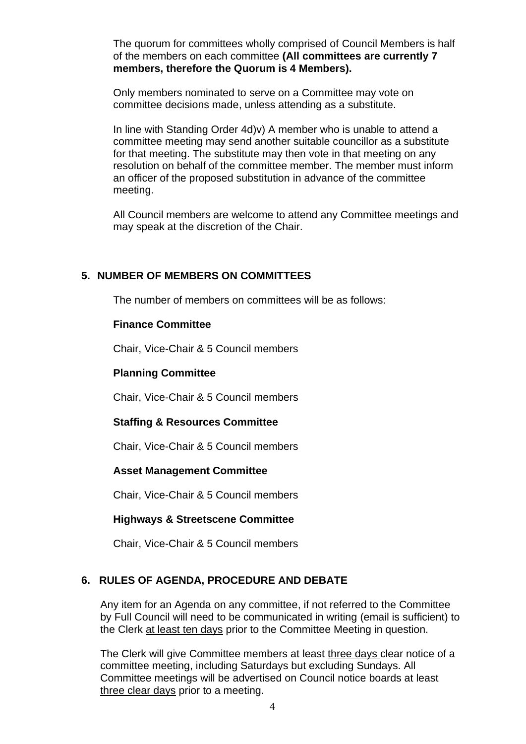The quorum for committees wholly comprised of Council Members is half of the members on each committee **(All committees are currently 7 members, therefore the Quorum is 4 Members).**

Only members nominated to serve on a Committee may vote on committee decisions made, unless attending as a substitute.

In line with Standing Order 4d)v) A member who is unable to attend a committee meeting may send another suitable councillor as a substitute for that meeting. The substitute may then vote in that meeting on any resolution on behalf of the committee member. The member must inform an officer of the proposed substitution in advance of the committee meeting.

All Council members are welcome to attend any Committee meetings and may speak at the discretion of the Chair.

## 5. NUMBER OF MEMBERS ON COMMITTEES

The number of members on committees will be as follows:

**Finance Committee**

Chair, Vice-Chair & 5 Council members

**Planning Committee**

Chair, Vice-Chair & 5 Council members

**Staffing & Resources Committee**

Chair, Vice-Chair & 5 Council members

**Asset Management Committee**

Chair, Vice-Chair & 5 Council members

**Highways & Streetscene Committee**

Chair, Vice-Chair & 5 Council members

## 6. RULES OF AGENDA, PROCEDURE AND DEBATE

Any item for an Agenda on any committee, if not referred to the Committee by Full Council will need to be communicated in writing (email is sufficient) to the Clerk at least ten days prior to the Committee Meeting in question.

The Clerk will give Committee members at least three days clear notice of a committee meeting, including Saturdays but excluding Sundays. All Committee meetings will be advertised on Council notice boards at least three clear days prior to a meeting.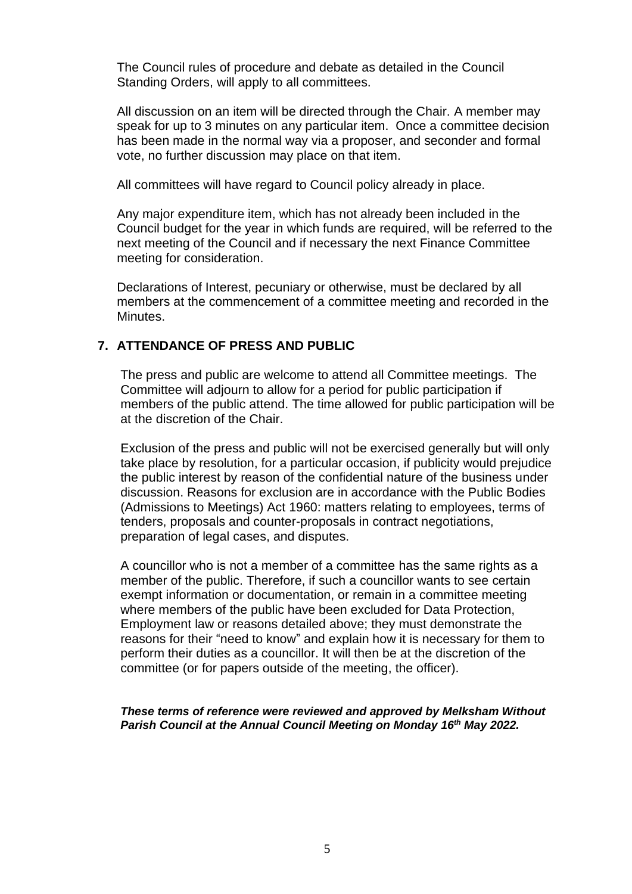The Council rules of procedure and debate as detailed in the Council Standing Orders, will apply to all committees.

All discussion on an item will be directed through the Chair. A member may speak for up to 3 minutes on any particular item. Once a committee decision has been made in the normal way via a proposer, and seconder and formal vote, no further discussion may place on that item.

All committees will have regard to Council policy already in place.

Any major expenditure item, which has not already been included in the Council budget for the year in which funds are required, will be referred to the next meeting of the Council and if necessary the next Finance Committee meeting for consideration.

Declarations of Interest, pecuniary or otherwise, must be declared by all members at the commencement of a committee meeting and recorded in the Minutes.

## 7. ATTENDANCE OF PRESS AND PUBLIC

The press and public are welcome to attend all Committee meetings. The Committee will adjourn to allow for a period for public participation if members of the public attend. The time allowed for public participation will be at the discretion of the Chair.

Exclusion of the press and public will not be exercised generally but will only take place by resolution, for a particular occasion, if publicity would prejudice the public interest by reason of the confidential nature of the business under discussion. Reasons for exclusion are in accordance with the Public Bodies (Admissions to Meetings) Act 1960: matters relating to employees, terms of tenders, proposals and counter-proposals in contract negotiations, preparation of legal cases, and disputes.

A councillor who is not a member of a committee has the same rights as a member of the public. Therefore, if such a councillor wants to see certain exempt information or documentation, or remain in a committee meeting where members of the public have been excluded for Data Protection, Employment law or reasons detailed above; they must demonstrate the reasons for their "need to know" and explain how it is necessary for them to perform their duties as a councillor. It will then be at the discretion of the committee (or for papers outside of the meeting, the officer).

***These terms of reference were reviewed and approved by Melksham Without Parish Council at the Annual Council Meeting on Monday 16th May 2022.***